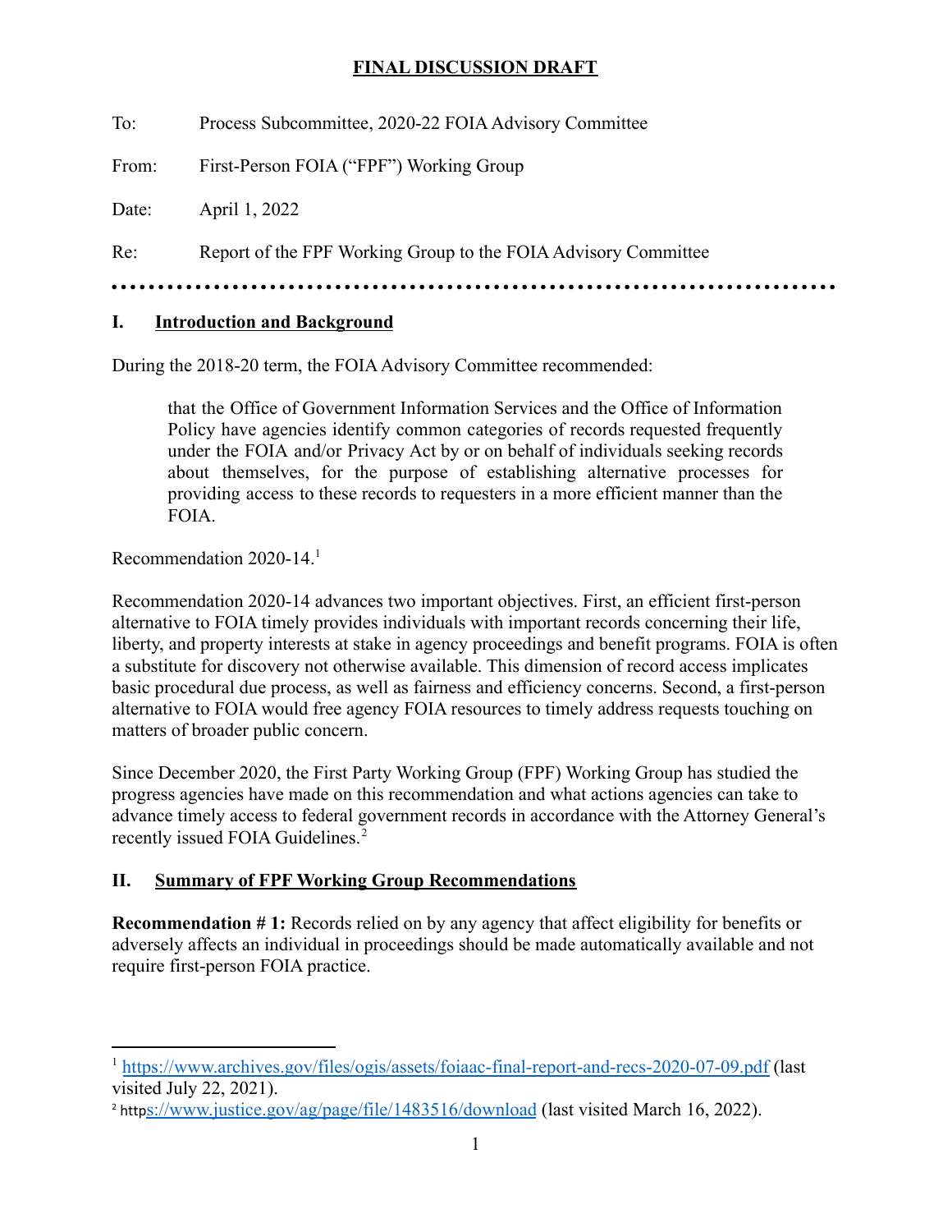# FINAL DISCUSSION DRAFT

To: Process Subcommittee, 2020-22 FOIA Advisory Committee

From: First-Person FOIA ("FPF") Working Group

Date: April 1, 2022

Re: Report of the FPF Working Group to the FOIA Advisory Committee

## I. Introduction and Background

During the 2018-20 term, the FOIA Advisory Committee recommended:

> that the Office of Government Information Services and the Office of Information Policy have agencies identify common categories of records requested frequently under the FOIA and/or Privacy Act by or on behalf of individuals seeking records about themselves, for the purpose of establishing alternative processes for providing access to these records to requesters in a more efficient manner than the FOIA.

Recommendation 2020-14.[1]

Recommendation 2020-14 advances two important objectives. First, an efficient first-person alternative to FOIA timely provides individuals with important records concerning their life, liberty, and property interests at stake in agency proceedings and benefit programs. FOIA is often a substitute for discovery not otherwise available. This dimension of record access implicates basic procedural due process, as well as fairness and efficiency concerns. Second, a first-person alternative to FOIA would free agency FOIA resources to timely address requests touching on matters of broader public concern.

Since December 2020, the First Party Working Group (FPF) Working Group has studied the progress agencies have made on this recommendation and what actions agencies can take to advance timely access to federal government records in accordance with the Attorney General's recently issued FOIA Guidelines.[2]

## II. Summary of FPF Working Group Recommendations

**Recommendation # 1:** Records relied on by any agency that affect eligibility for benefits or adversely affects an individual in proceedings should be made automatically available and not require first-person FOIA practice.

---

[1] https://www.archives.gov/files/ogis/assets/foiaac-final-report-and-recs-2020-07-09.pdf (last visited July 22, 2021).

[2] https://www.justice.gov/ag/page/file/1483516/download (last visited March 16, 2022).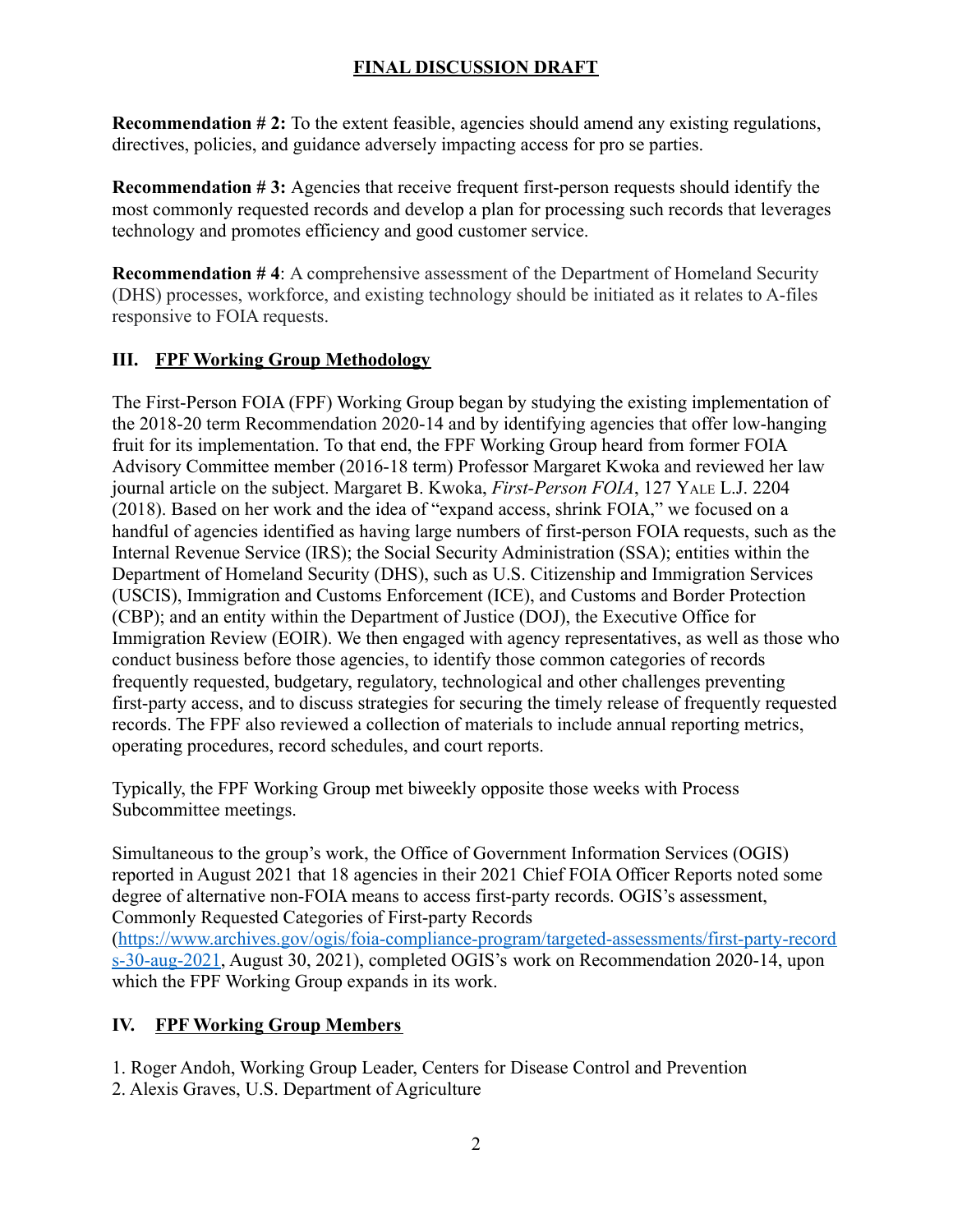**FINAL DISCUSSION DRAFT**

**Recommendation # 2:** To the extent feasible, agencies should amend any existing regulations, directives, policies, and guidance adversely impacting access for pro se parties.

**Recommendation # 3:** Agencies that receive frequent first-person requests should identify the most commonly requested records and develop a plan for processing such records that leverages technology and promotes efficiency and good customer service.

**Recommendation # 4**: A comprehensive assessment of the Department of Homeland Security (DHS) processes, workforce, and existing technology should be initiated as it relates to A-files responsive to FOIA requests.

## III. FPF Working Group Methodology

The First-Person FOIA (FPF) Working Group began by studying the existing implementation of the 2018-20 term Recommendation 2020-14 and by identifying agencies that offer low-hanging fruit for its implementation. To that end, the FPF Working Group heard from former FOIA Advisory Committee member (2016-18 term) Professor Margaret Kwoka and reviewed her law journal article on the subject. Margaret B. Kwoka, *First-Person FOIA*, 127 YALE L.J. 2204 (2018). Based on her work and the idea of "expand access, shrink FOIA," we focused on a handful of agencies identified as having large numbers of first-person FOIA requests, such as the Internal Revenue Service (IRS); the Social Security Administration (SSA); entities within the Department of Homeland Security (DHS), such as U.S. Citizenship and Immigration Services (USCIS), Immigration and Customs Enforcement (ICE), and Customs and Border Protection (CBP); and an entity within the Department of Justice (DOJ), the Executive Office for Immigration Review (EOIR). We then engaged with agency representatives, as well as those who conduct business before those agencies, to identify those common categories of records frequently requested, budgetary, regulatory, technological and other challenges preventing first-party access, and to discuss strategies for securing the timely release of frequently requested records. The FPF also reviewed a collection of materials to include annual reporting metrics, operating procedures, record schedules, and court reports.

Typically, the FPF Working Group met biweekly opposite those weeks with Process Subcommittee meetings.

Simultaneous to the group's work, the Office of Government Information Services (OGIS) reported in August 2021 that 18 agencies in their 2021 Chief FOIA Officer Reports noted some degree of alternative non-FOIA means to access first-party records. OGIS's assessment, Commonly Requested Categories of First-party Records ([https://www.archives.gov/ogis/foia-compliance-program/targeted-assessments/first-party-records-30-aug-2021](https://www.archives.gov/ogis/foia-compliance-program/targeted-assessments/first-party-records-30-aug-2021), August 30, 2021), completed OGIS's work on Recommendation 2020-14, upon which the FPF Working Group expands in its work.

## IV. FPF Working Group Members

1. Roger Andoh, Working Group Leader, Centers for Disease Control and Prevention
2. Alexis Graves, U.S. Department of Agriculture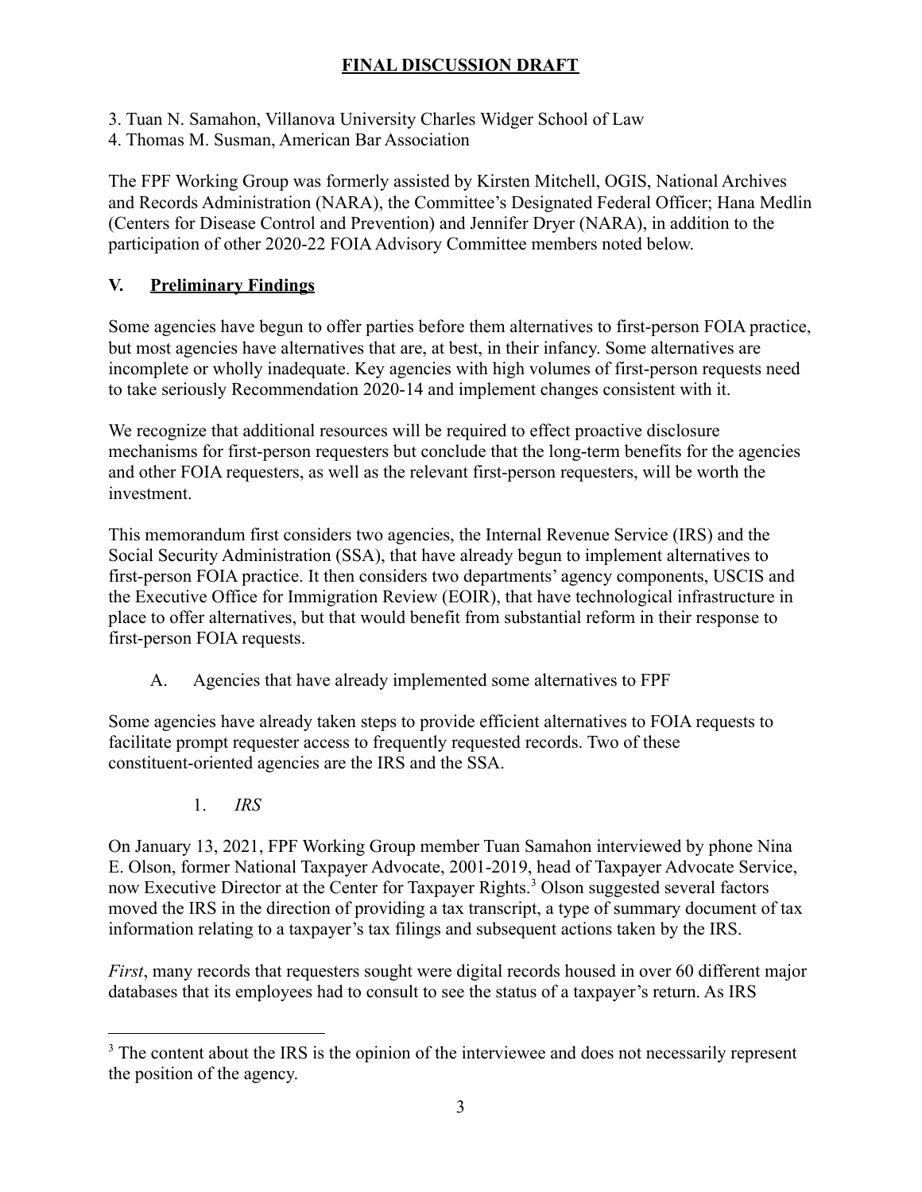**FINAL DISCUSSION DRAFT**

3. Tuan N. Samahon, Villanova University Charles Widger School of Law
4. Thomas M. Susman, American Bar Association

The FPF Working Group was formerly assisted by Kirsten Mitchell, OGIS, National Archives and Records Administration (NARA), the Committee's Designated Federal Officer; Hana Medlin (Centers for Disease Control and Prevention) and Jennifer Dryer (NARA), in addition to the participation of other 2020-22 FOIA Advisory Committee members noted below.

## V. Preliminary Findings

Some agencies have begun to offer parties before them alternatives to first-person FOIA practice, but most agencies have alternatives that are, at best, in their infancy. Some alternatives are incomplete or wholly inadequate. Key agencies with high volumes of first-person requests need to take seriously Recommendation 2020-14 and implement changes consistent with it.

We recognize that additional resources will be required to effect proactive disclosure mechanisms for first-person requesters but conclude that the long-term benefits for the agencies and other FOIA requesters, as well as the relevant first-person requesters, will be worth the investment.

This memorandum first considers two agencies, the Internal Revenue Service (IRS) and the Social Security Administration (SSA), that have already begun to implement alternatives to first-person FOIA practice. It then considers two departments' agency components, USCIS and the Executive Office for Immigration Review (EOIR), that have technological infrastructure in place to offer alternatives, but that would benefit from substantial reform in their response to first-person FOIA requests.

### A. Agencies that have already implemented some alternatives to FPF

Some agencies have already taken steps to provide efficient alternatives to FOIA requests to facilitate prompt requester access to frequently requested records. Two of these constituent-oriented agencies are the IRS and the SSA.

#### 1. *IRS*

On January 13, 2021, FPF Working Group member Tuan Samahon interviewed by phone Nina E. Olson, former National Taxpayer Advocate, 2001-2019, head of Taxpayer Advocate Service, now Executive Director at the Center for Taxpayer Rights.[3] Olson suggested several factors moved the IRS in the direction of providing a tax transcript, a type of summary document of tax information relating to a taxpayer's tax filings and subsequent actions taken by the IRS.

*First*, many records that requesters sought were digital records housed in over 60 different major databases that its employees had to consult to see the status of a taxpayer's return. As IRS

[3] The content about the IRS is the opinion of the interviewee and does not necessarily represent the position of the agency.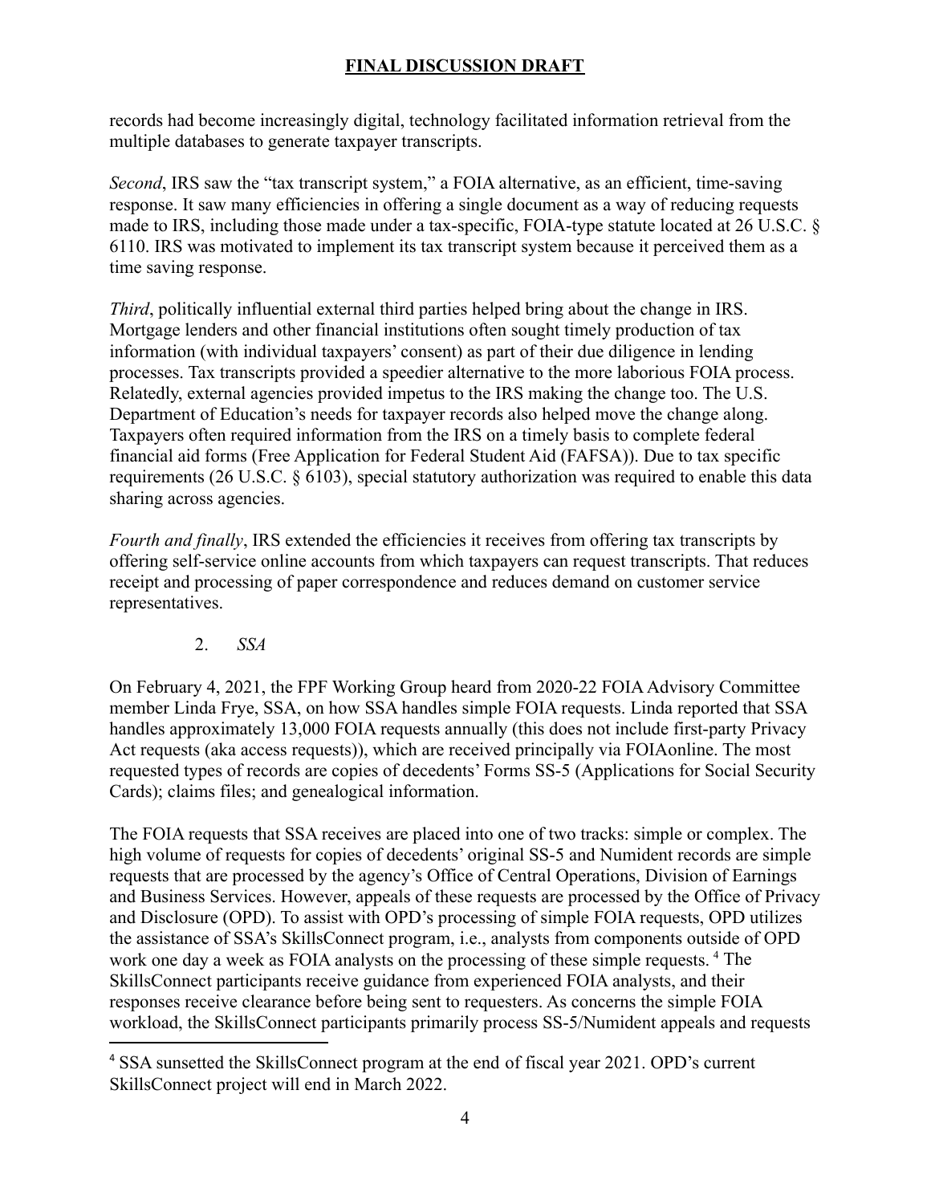records had become increasingly digital, technology facilitated information retrieval from the multiple databases to generate taxpayer transcripts.

*Second*, IRS saw the "tax transcript system," a FOIA alternative, as an efficient, time-saving response. It saw many efficiencies in offering a single document as a way of reducing requests made to IRS, including those made under a tax-specific, FOIA-type statute located at 26 U.S.C. § 6110. IRS was motivated to implement its tax transcript system because it perceived them as a time saving response.

*Third*, politically influential external third parties helped bring about the change in IRS. Mortgage lenders and other financial institutions often sought timely production of tax information (with individual taxpayers' consent) as part of their due diligence in lending processes. Tax transcripts provided a speedier alternative to the more laborious FOIA process. Relatedly, external agencies provided impetus to the IRS making the change too. The U.S. Department of Education's needs for taxpayer records also helped move the change along. Taxpayers often required information from the IRS on a timely basis to complete federal financial aid forms (Free Application for Federal Student Aid (FAFSA)). Due to tax specific requirements (26 U.S.C. § 6103), special statutory authorization was required to enable this data sharing across agencies.

*Fourth and finally*, IRS extended the efficiencies it receives from offering tax transcripts by offering self-service online accounts from which taxpayers can request transcripts. That reduces receipt and processing of paper correspondence and reduces demand on customer service representatives.

2. *SSA*

On February 4, 2021, the FPF Working Group heard from 2020-22 FOIA Advisory Committee member Linda Frye, SSA, on how SSA handles simple FOIA requests. Linda reported that SSA handles approximately 13,000 FOIA requests annually (this does not include first-party Privacy Act requests (aka access requests)), which are received principally via FOIAonline. The most requested types of records are copies of decedents' Forms SS-5 (Applications for Social Security Cards); claims files; and genealogical information.

The FOIA requests that SSA receives are placed into one of two tracks: simple or complex. The high volume of requests for copies of decedents' original SS-5 and Numident records are simple requests that are processed by the agency's Office of Central Operations, Division of Earnings and Business Services. However, appeals of these requests are processed by the Office of Privacy and Disclosure (OPD). To assist with OPD's processing of simple FOIA requests, OPD utilizes the assistance of SSA's SkillsConnect program, i.e., analysts from components outside of OPD work one day a week as FOIA analysts on the processing of these simple requests. [4] The SkillsConnect participants receive guidance from experienced FOIA analysts, and their responses receive clearance before being sent to requesters. As concerns the simple FOIA workload, the SkillsConnect participants primarily process SS-5/Numident appeals and requests

[4] SSA sunsetted the SkillsConnect program at the end of fiscal year 2021. OPD's current SkillsConnect project will end in March 2022.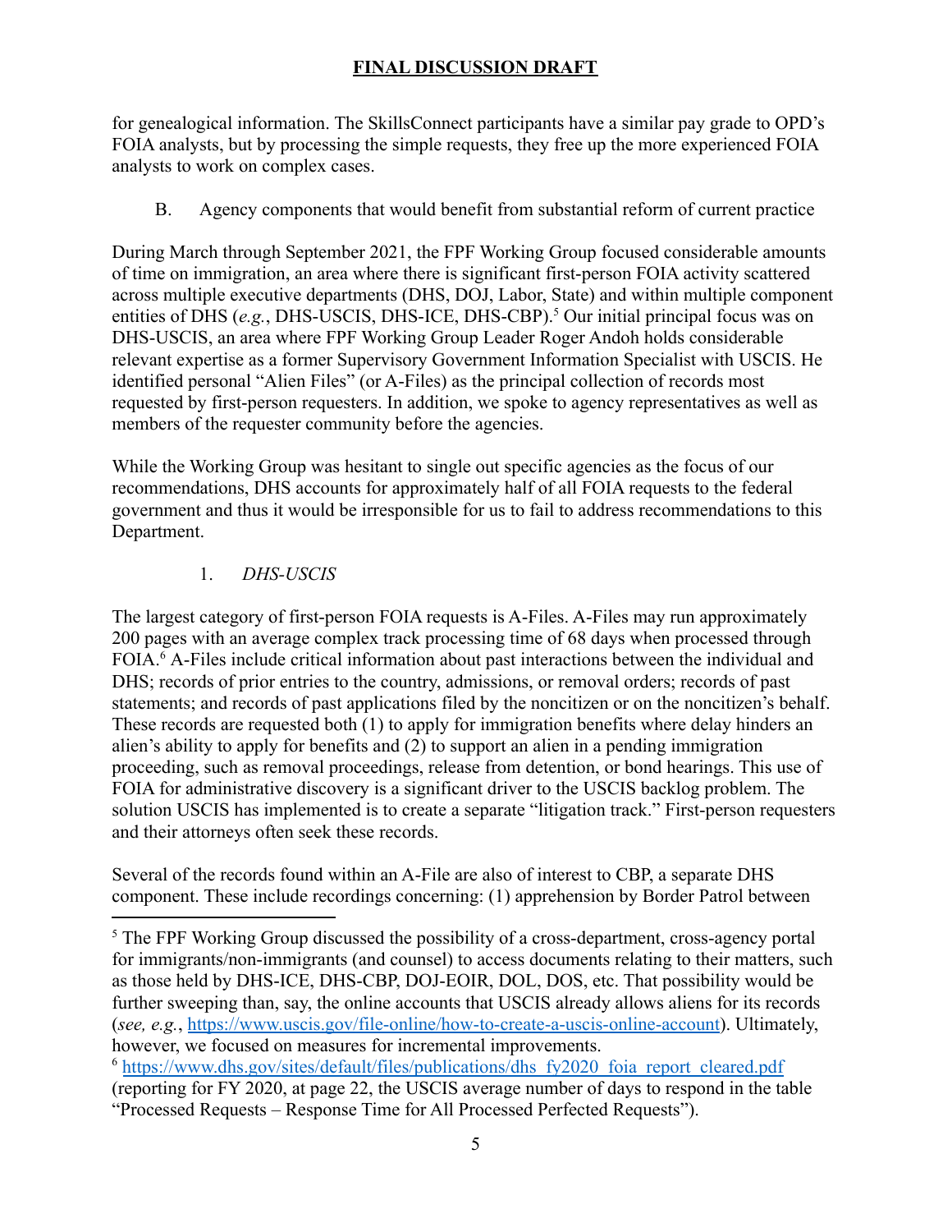for genealogical information. The SkillsConnect participants have a similar pay grade to OPD's FOIA analysts, but by processing the simple requests, they free up the more experienced FOIA analysts to work on complex cases.

### B. Agency components that would benefit from substantial reform of current practice

During March through September 2021, the FPF Working Group focused considerable amounts of time on immigration, an area where there is significant first-person FOIA activity scattered across multiple executive departments (DHS, DOJ, Labor, State) and within multiple component entities of DHS (*e.g.*, DHS-USCIS, DHS-ICE, DHS-CBP).[5] Our initial principal focus was on DHS-USCIS, an area where FPF Working Group Leader Roger Andoh holds considerable relevant expertise as a former Supervisory Government Information Specialist with USCIS. He identified personal "Alien Files" (or A-Files) as the principal collection of records most requested by first-person requesters. In addition, we spoke to agency representatives as well as members of the requester community before the agencies.

While the Working Group was hesitant to single out specific agencies as the focus of our recommendations, DHS accounts for approximately half of all FOIA requests to the federal government and thus it would be irresponsible for us to fail to address recommendations to this Department.

#### 1. *DHS-USCIS*

The largest category of first-person FOIA requests is A-Files. A-Files may run approximately 200 pages with an average complex track processing time of 68 days when processed through FOIA.[6] A-Files include critical information about past interactions between the individual and DHS; records of prior entries to the country, admissions, or removal orders; records of past statements; and records of past applications filed by the noncitizen or on the noncitizen's behalf. These records are requested both (1) to apply for immigration benefits where delay hinders an alien's ability to apply for benefits and (2) to support an alien in a pending immigration proceeding, such as removal proceedings, release from detention, or bond hearings. This use of FOIA for administrative discovery is a significant driver to the USCIS backlog problem. The solution USCIS has implemented is to create a separate "litigation track." First-person requesters and their attorneys often seek these records.

Several of the records found within an A-File are also of interest to CBP, a separate DHS component. These include recordings concerning: (1) apprehension by Border Patrol between

---

[5] The FPF Working Group discussed the possibility of a cross-department, cross-agency portal for immigrants/non-immigrants (and counsel) to access documents relating to their matters, such as those held by DHS-ICE, DHS-CBP, DOJ-EOIR, DOL, DOS, etc. That possibility would be further sweeping than, say, the online accounts that USCIS already allows aliens for its records (*see, e.g.*, https://www.uscis.gov/file-online/how-to-create-a-uscis-online-account). Ultimately, however, we focused on measures for incremental improvements.

[6] https://www.dhs.gov/sites/default/files/publications/dhs_fy2020_foia_report_cleared.pdf (reporting for FY 2020, at page 22, the USCIS average number of days to respond in the table "Processed Requests – Response Time for All Processed Perfected Requests").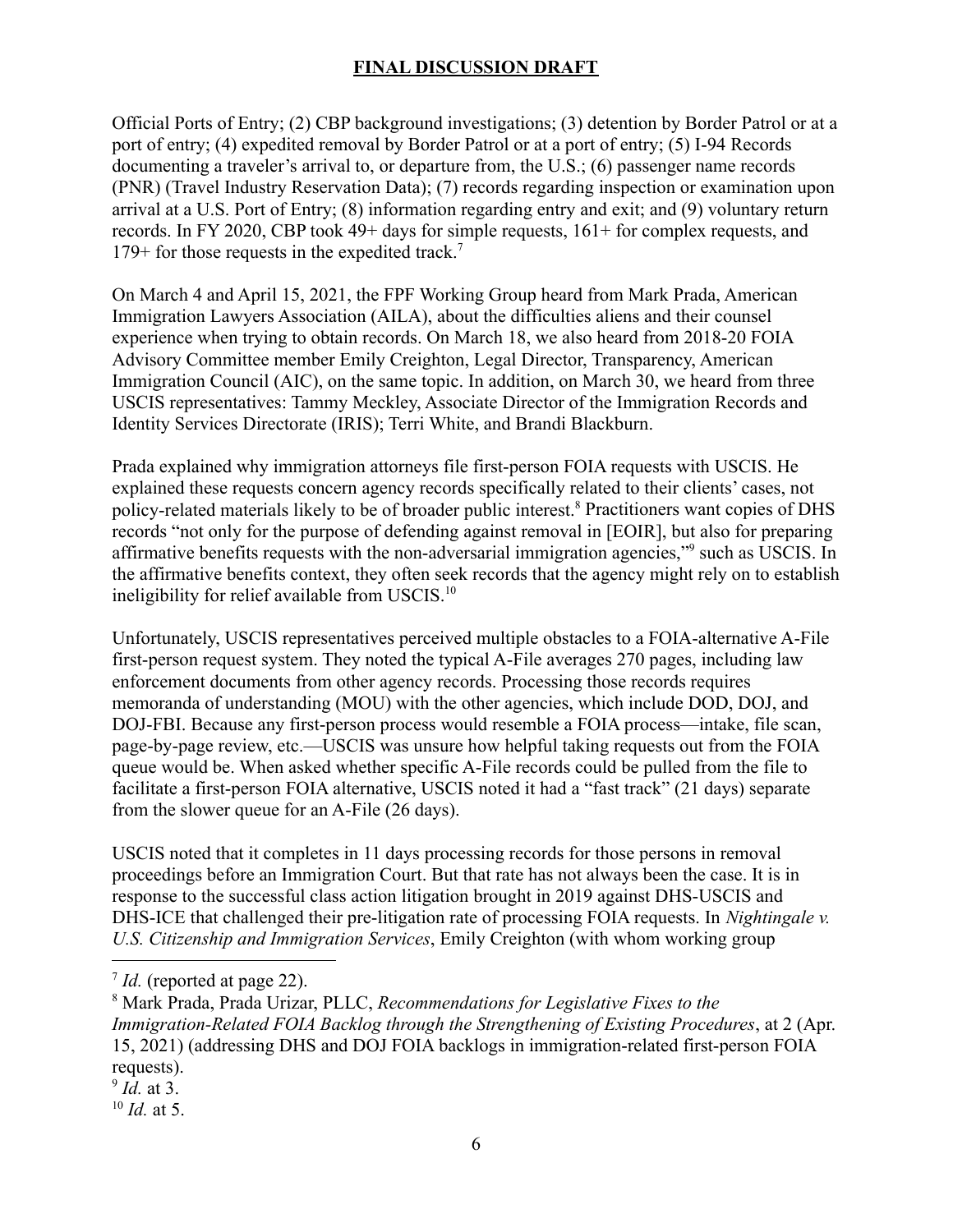Official Ports of Entry; (2) CBP background investigations; (3) detention by Border Patrol or at a port of entry; (4) expedited removal by Border Patrol or at a port of entry; (5) I-94 Records documenting a traveler's arrival to, or departure from, the U.S.; (6) passenger name records (PNR) (Travel Industry Reservation Data); (7) records regarding inspection or examination upon arrival at a U.S. Port of Entry; (8) information regarding entry and exit; and (9) voluntary return records. In FY 2020, CBP took 49+ days for simple requests, 161+ for complex requests, and 179+ for those requests in the expedited track.[7]

On March 4 and April 15, 2021, the FPF Working Group heard from Mark Prada, American Immigration Lawyers Association (AILA), about the difficulties aliens and their counsel experience when trying to obtain records. On March 18, we also heard from 2018-20 FOIA Advisory Committee member Emily Creighton, Legal Director, Transparency, American Immigration Council (AIC), on the same topic. In addition, on March 30, we heard from three USCIS representatives: Tammy Meckley, Associate Director of the Immigration Records and Identity Services Directorate (IRIS); Terri White, and Brandi Blackburn.

Prada explained why immigration attorneys file first-person FOIA requests with USCIS. He explained these requests concern agency records specifically related to their clients' cases, not policy-related materials likely to be of broader public interest.[8] Practitioners want copies of DHS records "not only for the purpose of defending against removal in [EOIR], but also for preparing affirmative benefits requests with the non-adversarial immigration agencies,"[9] such as USCIS. In the affirmative benefits context, they often seek records that the agency might rely on to establish ineligibility for relief available from USCIS.[10]

Unfortunately, USCIS representatives perceived multiple obstacles to a FOIA-alternative A-File first-person request system. They noted the typical A-File averages 270 pages, including law enforcement documents from other agency records. Processing those records requires memoranda of understanding (MOU) with the other agencies, which include DOD, DOJ, and DOJ-FBI. Because any first-person process would resemble a FOIA process—intake, file scan, page-by-page review, etc.—USCIS was unsure how helpful taking requests out from the FOIA queue would be. When asked whether specific A-File records could be pulled from the file to facilitate a first-person FOIA alternative, USCIS noted it had a "fast track" (21 days) separate from the slower queue for an A-File (26 days).

USCIS noted that it completes in 11 days processing records for those persons in removal proceedings before an Immigration Court. But that rate has not always been the case. It is in response to the successful class action litigation brought in 2019 against DHS-USCIS and DHS-ICE that challenged their pre-litigation rate of processing FOIA requests. In *Nightingale v. U.S. Citizenship and Immigration Services*, Emily Creighton (with whom working group

---

[7] *Id.* (reported at page 22).

[8] Mark Prada, Prada Urizar, PLLC, *Recommendations for Legislative Fixes to the Immigration-Related FOIA Backlog through the Strengthening of Existing Procedures*, at 2 (Apr. 15, 2021) (addressing DHS and DOJ FOIA backlogs in immigration-related first-person FOIA requests).

[9] *Id.* at 3.

[10] *Id.* at 5.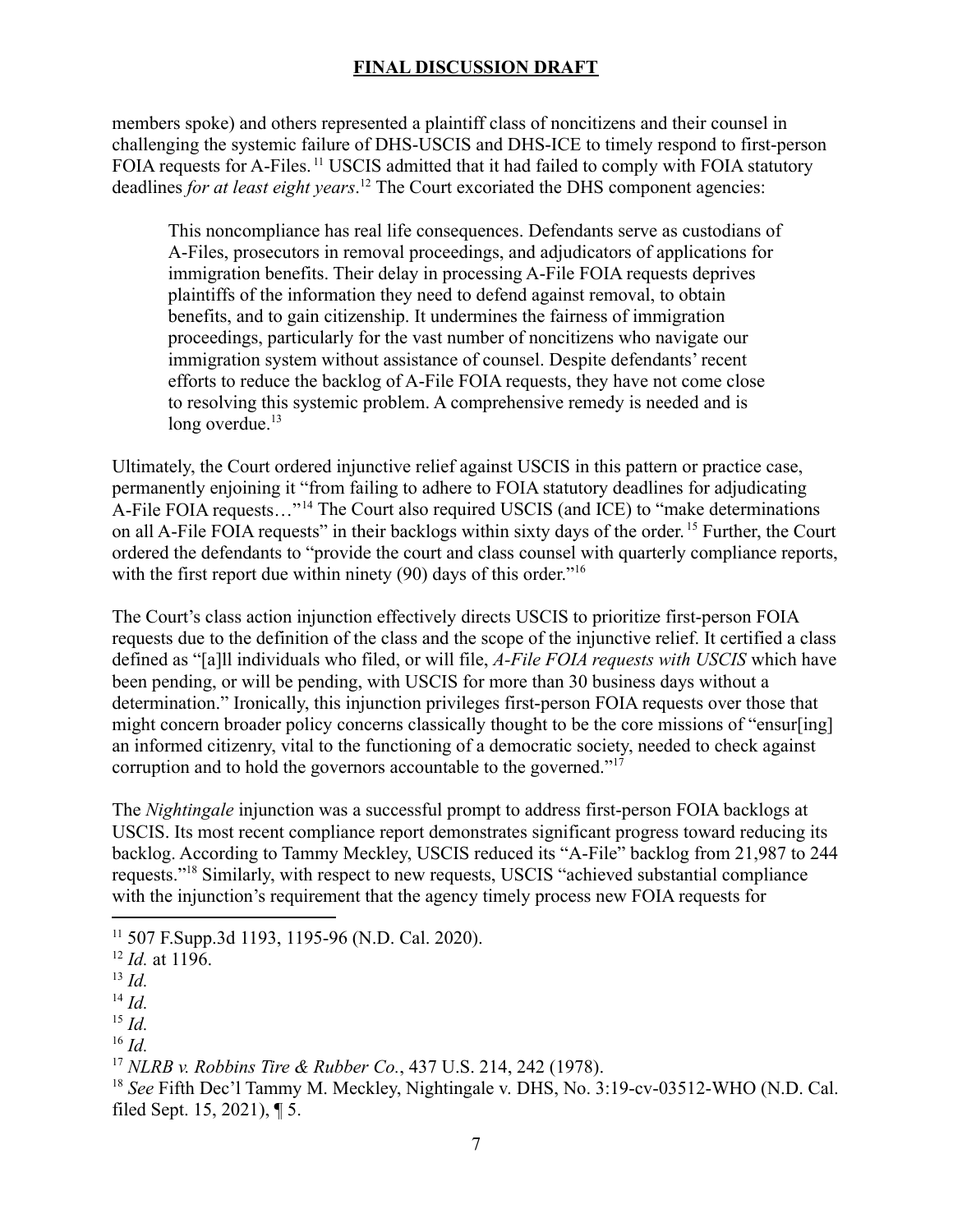members spoke) and others represented a plaintiff class of noncitizens and their counsel in challenging the systemic failure of DHS-USCIS and DHS-ICE to timely respond to first-person FOIA requests for A-Files.[11] USCIS admitted that it had failed to comply with FOIA statutory deadlines *for at least eight years*.[12] The Court excoriated the DHS component agencies:

> This noncompliance has real life consequences. Defendants serve as custodians of A-Files, prosecutors in removal proceedings, and adjudicators of applications for immigration benefits. Their delay in processing A-File FOIA requests deprives plaintiffs of the information they need to defend against removal, to obtain benefits, and to gain citizenship. It undermines the fairness of immigration proceedings, particularly for the vast number of noncitizens who navigate our immigration system without assistance of counsel. Despite defendants' recent efforts to reduce the backlog of A-File FOIA requests, they have not come close to resolving this systemic problem. A comprehensive remedy is needed and is long overdue.[13]

Ultimately, the Court ordered injunctive relief against USCIS in this pattern or practice case, permanently enjoining it "from failing to adhere to FOIA statutory deadlines for adjudicating A-File FOIA requests…"[14] The Court also required USCIS (and ICE) to "make determinations on all A-File FOIA requests" in their backlogs within sixty days of the order.[15] Further, the Court ordered the defendants to "provide the court and class counsel with quarterly compliance reports, with the first report due within ninety (90) days of this order."[16]

The Court's class action injunction effectively directs USCIS to prioritize first-person FOIA requests due to the definition of the class and the scope of the injunctive relief. It certified a class defined as "[a]ll individuals who filed, or will file, *A-File FOIA requests with USCIS* which have been pending, or will be pending, with USCIS for more than 30 business days without a determination." Ironically, this injunction privileges first-person FOIA requests over those that might concern broader policy concerns classically thought to be the core missions of "ensur[ing] an informed citizenry, vital to the functioning of a democratic society, needed to check against corruption and to hold the governors accountable to the governed."[17]

The *Nightingale* injunction was a successful prompt to address first-person FOIA backlogs at USCIS. Its most recent compliance report demonstrates significant progress toward reducing its backlog. According to Tammy Meckley, USCIS reduced its "A-File" backlog from 21,987 to 244 requests."[18] Similarly, with respect to new requests, USCIS "achieved substantial compliance with the injunction's requirement that the agency timely process new FOIA requests for

---

[11] 507 F.Supp.3d 1193, 1195-96 (N.D. Cal. 2020).

[12] *Id.* at 1196.

[13] *Id.*

[14] *Id.*

[15] *Id.*

[16] *Id.*

[17] *NLRB v. Robbins Tire & Rubber Co.*, 437 U.S. 214, 242 (1978).

[18] *See* Fifth Dec'l Tammy M. Meckley, Nightingale v. DHS, No. 3:19-cv-03512-WHO (N.D. Cal. filed Sept. 15, 2021), ¶ 5.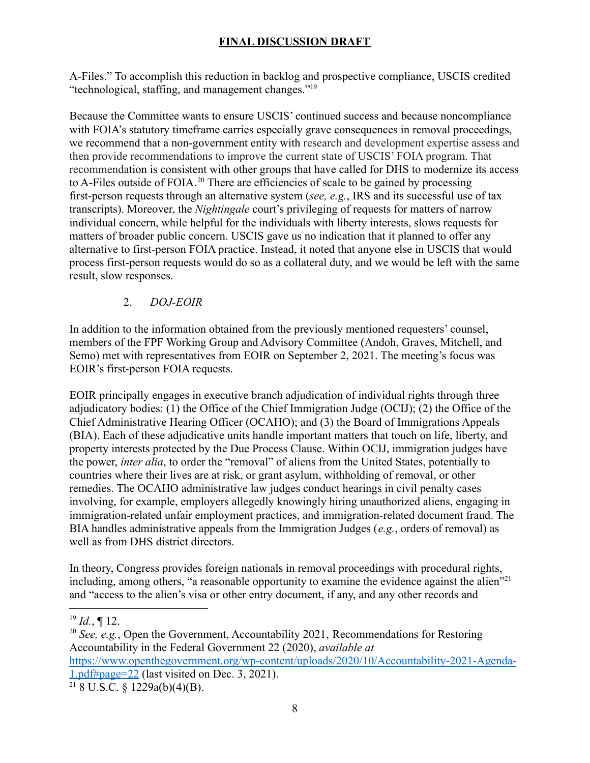**FINAL DISCUSSION DRAFT**

A-Files." To accomplish this reduction in backlog and prospective compliance, USCIS credited "technological, staffing, and management changes."[19]

Because the Committee wants to ensure USCIS' continued success and because noncompliance with FOIA's statutory timeframe carries especially grave consequences in removal proceedings, we recommend that a non-government entity with research and development expertise assess and then provide recommendations to improve the current state of USCIS' FOIA program. That recommendation is consistent with other groups that have called for DHS to modernize its access to A-Files outside of FOIA.[20] There are efficiencies of scale to be gained by processing first-person requests through an alternative system (*see, e.g.*, IRS and its successful use of tax transcripts). Moreover, the *Nightingale* court's privileging of requests for matters of narrow individual concern, while helpful for the individuals with liberty interests, slows requests for matters of broader public concern. USCIS gave us no indication that it planned to offer any alternative to first-person FOIA practice. Instead, it noted that anyone else in USCIS that would process first-person requests would do so as a collateral duty, and we would be left with the same result, slow responses.

### 2. *DOJ-EOIR*

In addition to the information obtained from the previously mentioned requesters' counsel, members of the FPF Working Group and Advisory Committee (Andoh, Graves, Mitchell, and Semo) met with representatives from EOIR on September 2, 2021. The meeting's focus was EOIR's first-person FOIA requests.

EOIR principally engages in executive branch adjudication of individual rights through three adjudicatory bodies: (1) the Office of the Chief Immigration Judge (OCIJ); (2) the Office of the Chief Administrative Hearing Officer (OCAHO); and (3) the Board of Immigrations Appeals (BIA). Each of these adjudicative units handle important matters that touch on life, liberty, and property interests protected by the Due Process Clause. Within OCIJ, immigration judges have the power, *inter alia*, to order the "removal" of aliens from the United States, potentially to countries where their lives are at risk, or grant asylum, withholding of removal, or other remedies. The OCAHO administrative law judges conduct hearings in civil penalty cases involving, for example, employers allegedly knowingly hiring unauthorized aliens, engaging in immigration-related unfair employment practices, and immigration-related document fraud. The BIA handles administrative appeals from the Immigration Judges (*e.g.*, orders of removal) as well as from DHS district directors.

In theory, Congress provides foreign nationals in removal proceedings with procedural rights, including, among others, "a reasonable opportunity to examine the evidence against the alien"[21] and "access to the alien's visa or other entry document, if any, and any other records and

---

[19] *Id.*, ¶ 12.

[20] *See, e.g.*, Open the Government, Accountability 2021, Recommendations for Restoring Accountability in the Federal Government 22 (2020), *available at* https://www.openthegovernment.org/wp-content/uploads/2020/10/Accountability-2021-Agenda-1.pdf#page=22 (last visited on Dec. 3, 2021).

[21] 8 U.S.C. § 1229a(b)(4)(B).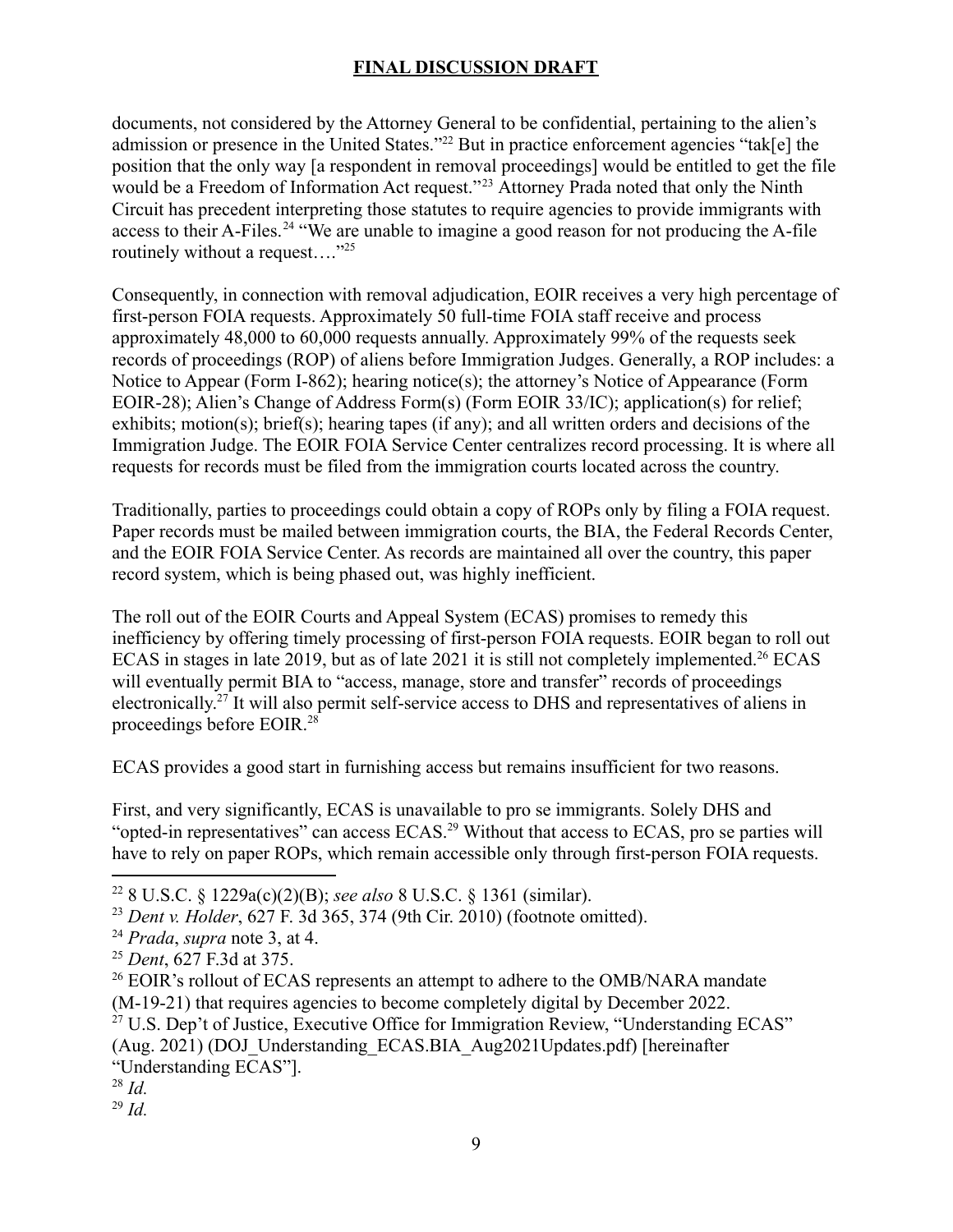documents, not considered by the Attorney General to be confidential, pertaining to the alien's admission or presence in the United States."[22] But in practice enforcement agencies "tak[e] the position that the only way [a respondent in removal proceedings] would be entitled to get the file would be a Freedom of Information Act request."[23] Attorney Prada noted that only the Ninth Circuit has precedent interpreting those statutes to require agencies to provide immigrants with access to their A-Files.[24] "We are unable to imagine a good reason for not producing the A-file routinely without a request…."[25]

Consequently, in connection with removal adjudication, EOIR receives a very high percentage of first-person FOIA requests. Approximately 50 full-time FOIA staff receive and process approximately 48,000 to 60,000 requests annually. Approximately 99% of the requests seek records of proceedings (ROP) of aliens before Immigration Judges. Generally, a ROP includes: a Notice to Appear (Form I-862); hearing notice(s); the attorney's Notice of Appearance (Form EOIR-28); Alien's Change of Address Form(s) (Form EOIR 33/IC); application(s) for relief; exhibits; motion(s); brief(s); hearing tapes (if any); and all written orders and decisions of the Immigration Judge. The EOIR FOIA Service Center centralizes record processing. It is where all requests for records must be filed from the immigration courts located across the country.

Traditionally, parties to proceedings could obtain a copy of ROPs only by filing a FOIA request. Paper records must be mailed between immigration courts, the BIA, the Federal Records Center, and the EOIR FOIA Service Center. As records are maintained all over the country, this paper record system, which is being phased out, was highly inefficient.

The roll out of the EOIR Courts and Appeal System (ECAS) promises to remedy this inefficiency by offering timely processing of first-person FOIA requests. EOIR began to roll out ECAS in stages in late 2019, but as of late 2021 it is still not completely implemented.[26] ECAS will eventually permit BIA to "access, manage, store and transfer" records of proceedings electronically.[27] It will also permit self-service access to DHS and representatives of aliens in proceedings before EOIR.[28]

ECAS provides a good start in furnishing access but remains insufficient for two reasons.

First, and very significantly, ECAS is unavailable to pro se immigrants. Solely DHS and "opted-in representatives" can access ECAS.[29] Without that access to ECAS, pro se parties will have to rely on paper ROPs, which remain accessible only through first-person FOIA requests.

---

[22] 8 U.S.C. § 1229a(c)(2)(B); *see also* 8 U.S.C. § 1361 (similar).

[23] *Dent v. Holder*, 627 F. 3d 365, 374 (9th Cir. 2010) (footnote omitted).

[24] *Prada*, *supra* note 3, at 4.

[25] *Dent*, 627 F.3d at 375.

[26] EOIR's rollout of ECAS represents an attempt to adhere to the OMB/NARA mandate (M-19-21) that requires agencies to become completely digital by December 2022.

[27] U.S. Dep't of Justice, Executive Office for Immigration Review, "Understanding ECAS" (Aug. 2021) (DOJ_Understanding_ECAS.BIA_Aug2021Updates.pdf) [hereinafter "Understanding ECAS"].

[28] *Id.*

[29] *Id.*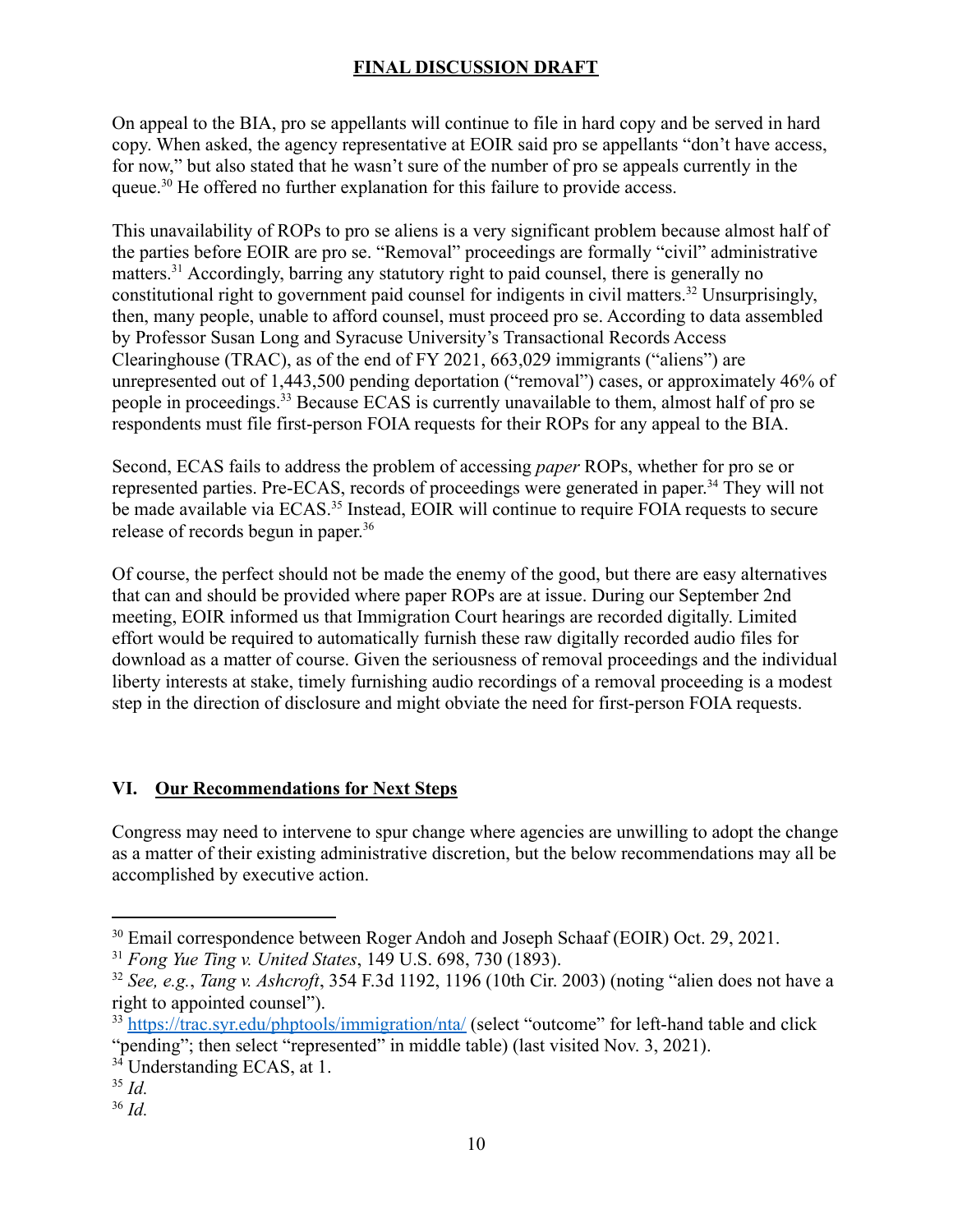**FINAL DISCUSSION DRAFT**

On appeal to the BIA, pro se appellants will continue to file in hard copy and be served in hard copy. When asked, the agency representative at EOIR said pro se appellants "don't have access, for now," but also stated that he wasn't sure of the number of pro se appeals currently in the queue.[30] He offered no further explanation for this failure to provide access.

This unavailability of ROPs to pro se aliens is a very significant problem because almost half of the parties before EOIR are pro se. "Removal" proceedings are formally "civil" administrative matters.[31] Accordingly, barring any statutory right to paid counsel, there is generally no constitutional right to government paid counsel for indigents in civil matters.[32] Unsurprisingly, then, many people, unable to afford counsel, must proceed pro se. According to data assembled by Professor Susan Long and Syracuse University's Transactional Records Access Clearinghouse (TRAC), as of the end of FY 2021, 663,029 immigrants ("aliens") are unrepresented out of 1,443,500 pending deportation ("removal") cases, or approximately 46% of people in proceedings.[33] Because ECAS is currently unavailable to them, almost half of pro se respondents must file first-person FOIA requests for their ROPs for any appeal to the BIA.

Second, ECAS fails to address the problem of accessing *paper* ROPs, whether for pro se or represented parties. Pre-ECAS, records of proceedings were generated in paper.[34] They will not be made available via ECAS.[35] Instead, EOIR will continue to require FOIA requests to secure release of records begun in paper.[36]

Of course, the perfect should not be made the enemy of the good, but there are easy alternatives that can and should be provided where paper ROPs are at issue. During our September 2nd meeting, EOIR informed us that Immigration Court hearings are recorded digitally. Limited effort would be required to automatically furnish these raw digitally recorded audio files for download as a matter of course. Given the seriousness of removal proceedings and the individual liberty interests at stake, timely furnishing audio recordings of a removal proceeding is a modest step in the direction of disclosure and might obviate the need for first-person FOIA requests.

## VI. Our Recommendations for Next Steps

Congress may need to intervene to spur change where agencies are unwilling to adopt the change as a matter of their existing administrative discretion, but the below recommendations may all be accomplished by executive action.

---

[30] Email correspondence between Roger Andoh and Joseph Schaaf (EOIR) Oct. 29, 2021.

[31] *Fong Yue Ting v. United States*, 149 U.S. 698, 730 (1893).

[32] *See, e.g.*, *Tang v. Ashcroft*, 354 F.3d 1192, 1196 (10th Cir. 2003) (noting "alien does not have a right to appointed counsel").

[33] https://trac.syr.edu/phptools/immigration/nta/ (select "outcome" for left-hand table and click "pending"; then select "represented" in middle table) (last visited Nov. 3, 2021).

[34] Understanding ECAS, at 1.

[35] *Id.*

[36] *Id.*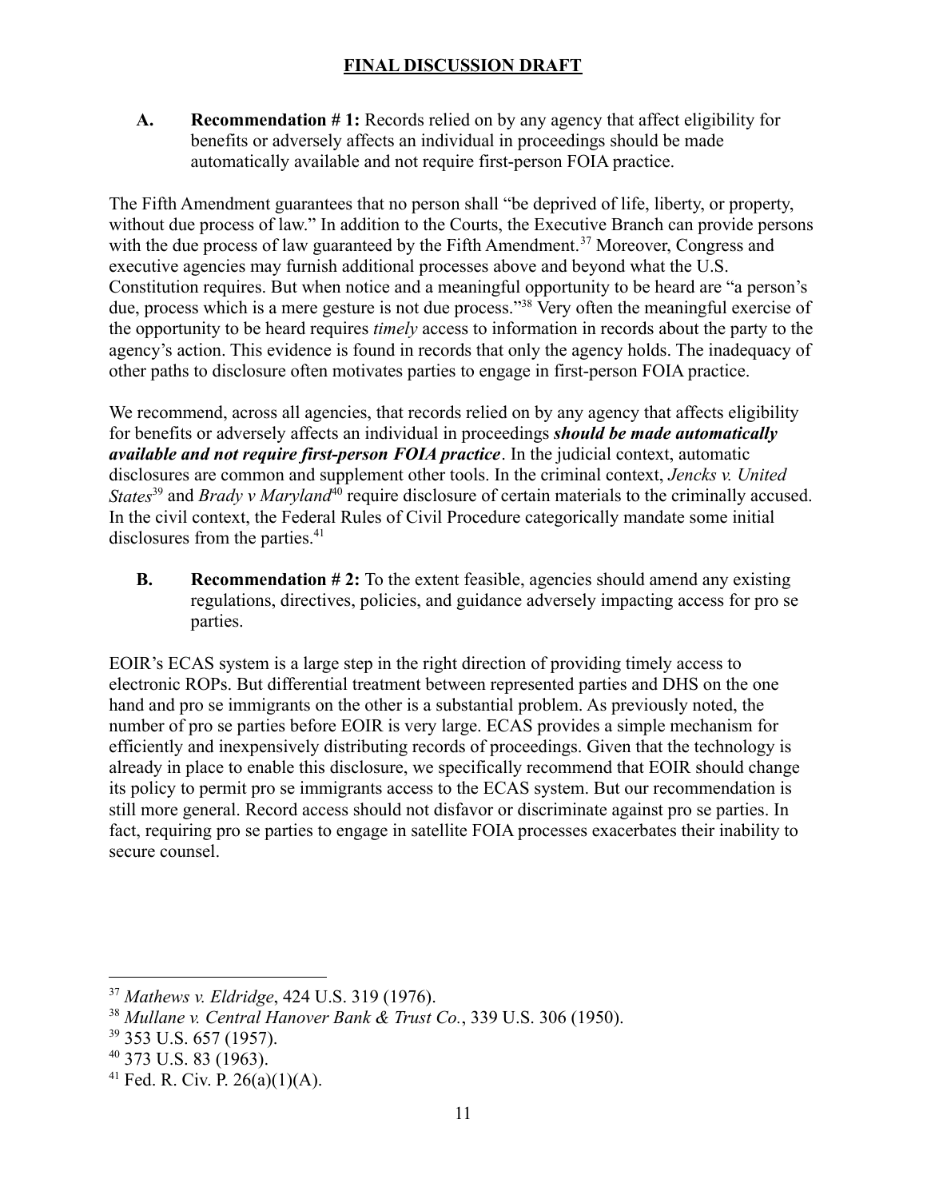**FINAL DISCUSSION DRAFT**

**A. Recommendation # 1:** Records relied on by any agency that affect eligibility for benefits or adversely affects an individual in proceedings should be made automatically available and not require first-person FOIA practice.

The Fifth Amendment guarantees that no person shall "be deprived of life, liberty, or property, without due process of law." In addition to the Courts, the Executive Branch can provide persons with the due process of law guaranteed by the Fifth Amendment.[37] Moreover, Congress and executive agencies may furnish additional processes above and beyond what the U.S. Constitution requires. But when notice and a meaningful opportunity to be heard are "a person's due, process which is a mere gesture is not due process."[38] Very often the meaningful exercise of the opportunity to be heard requires *timely* access to information in records about the party to the agency's action. This evidence is found in records that only the agency holds. The inadequacy of other paths to disclosure often motivates parties to engage in first-person FOIA practice.

We recommend, across all agencies, that records relied on by any agency that affects eligibility for benefits or adversely affects an individual in proceedings ***should be made automatically available and not require first-person FOIA practice***. In the judicial context, automatic disclosures are common and supplement other tools. In the criminal context, *Jencks v. United States*[39] and *Brady v Maryland*[40] require disclosure of certain materials to the criminally accused. In the civil context, the Federal Rules of Civil Procedure categorically mandate some initial disclosures from the parties.[41]

**B. Recommendation # 2:** To the extent feasible, agencies should amend any existing regulations, directives, policies, and guidance adversely impacting access for pro se parties.

EOIR's ECAS system is a large step in the right direction of providing timely access to electronic ROPs. But differential treatment between represented parties and DHS on the one hand and pro se immigrants on the other is a substantial problem. As previously noted, the number of pro se parties before EOIR is very large. ECAS provides a simple mechanism for efficiently and inexpensively distributing records of proceedings. Given that the technology is already in place to enable this disclosure, we specifically recommend that EOIR should change its policy to permit pro se immigrants access to the ECAS system. But our recommendation is still more general. Record access should not disfavor or discriminate against pro se parties. In fact, requiring pro se parties to engage in satellite FOIA processes exacerbates their inability to secure counsel.

---

[37] *Mathews v. Eldridge*, 424 U.S. 319 (1976).

[38] *Mullane v. Central Hanover Bank & Trust Co.*, 339 U.S. 306 (1950).

[39] 353 U.S. 657 (1957).

[40] 373 U.S. 83 (1963).

[41] Fed. R. Civ. P. 26(a)(1)(A).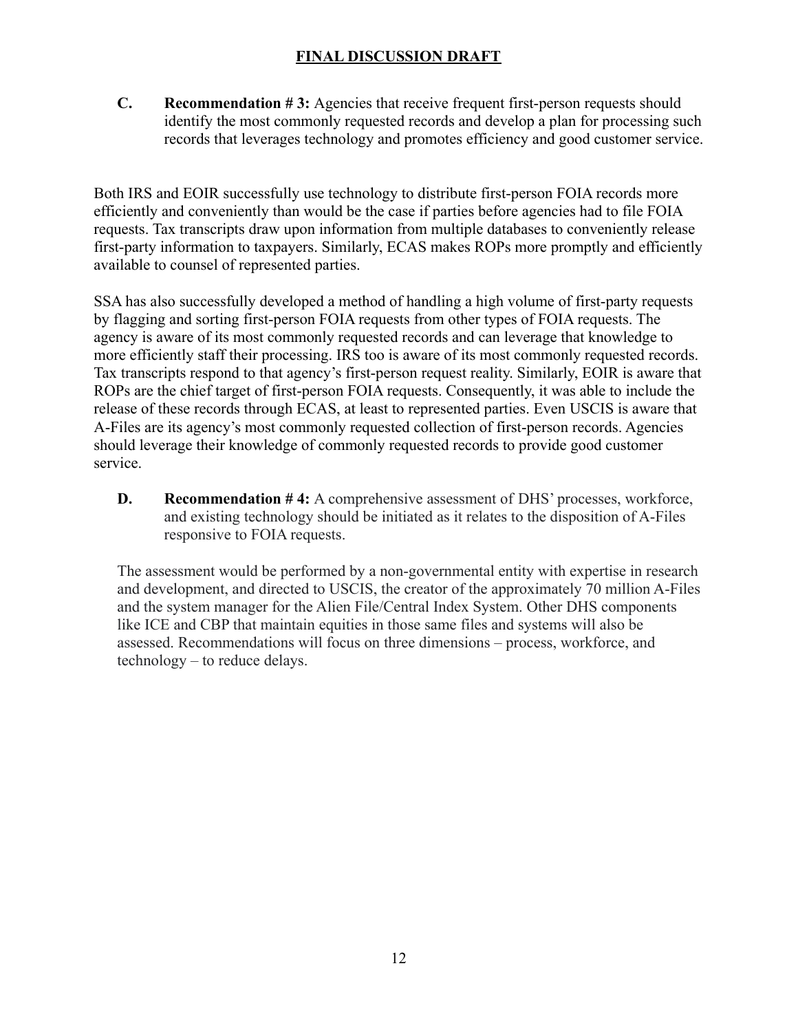**FINAL DISCUSSION DRAFT**

**C. Recommendation # 3:** Agencies that receive frequent first-person requests should identify the most commonly requested records and develop a plan for processing such records that leverages technology and promotes efficiency and good customer service.

Both IRS and EOIR successfully use technology to distribute first-person FOIA records more efficiently and conveniently than would be the case if parties before agencies had to file FOIA requests. Tax transcripts draw upon information from multiple databases to conveniently release first-party information to taxpayers. Similarly, ECAS makes ROPs more promptly and efficiently available to counsel of represented parties.

SSA has also successfully developed a method of handling a high volume of first-party requests by flagging and sorting first-person FOIA requests from other types of FOIA requests. The agency is aware of its most commonly requested records and can leverage that knowledge to more efficiently staff their processing. IRS too is aware of its most commonly requested records. Tax transcripts respond to that agency's first-person request reality. Similarly, EOIR is aware that ROPs are the chief target of first-person FOIA requests. Consequently, it was able to include the release of these records through ECAS, at least to represented parties. Even USCIS is aware that A-Files are its agency's most commonly requested collection of first-person records. Agencies should leverage their knowledge of commonly requested records to provide good customer service.

**D. Recommendation # 4:** A comprehensive assessment of DHS' processes, workforce, and existing technology should be initiated as it relates to the disposition of A-Files responsive to FOIA requests.

The assessment would be performed by a non-governmental entity with expertise in research and development, and directed to USCIS, the creator of the approximately 70 million A-Files and the system manager for the Alien File/Central Index System. Other DHS components like ICE and CBP that maintain equities in those same files and systems will also be assessed. Recommendations will focus on three dimensions – process, workforce, and technology – to reduce delays.